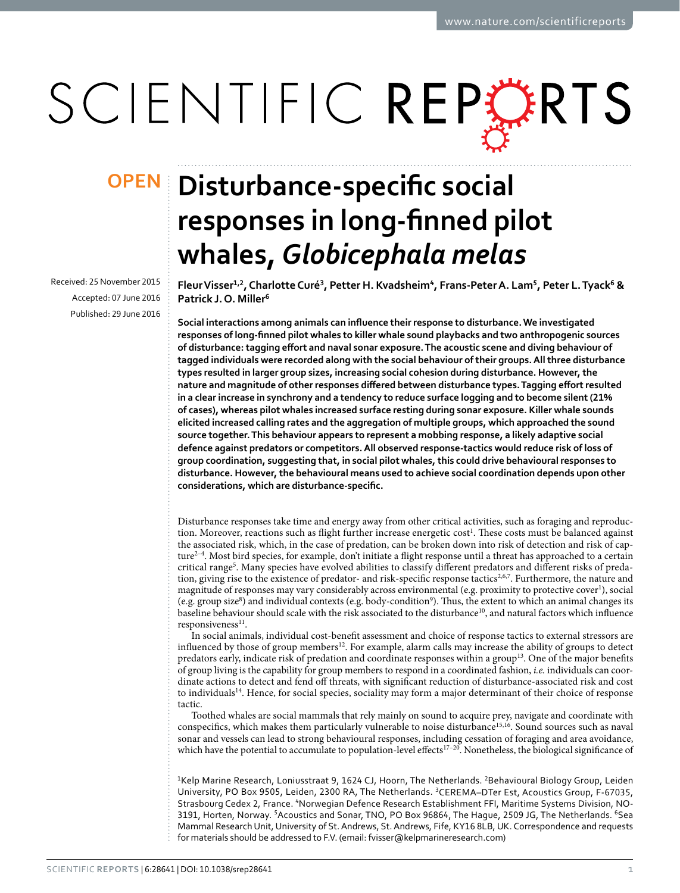OPEN

# Disturbance-specific social responses in long-finned pilot whales, *Globicephala melas*

Received: 25 November 2015

Accepted: 07 June 2016

Published: 29 June 2016

Fleur Visser[1,2], Charlotte Curé[3], Petter H. Kvadsheim[4], Frans-Peter A. Lam[5], Peter L. Tyack[6] & Patrick J. O. Miller[6]

**Social interactions among animals can influence their response to disturbance. We investigated responses of long-finned pilot whales to killer whale sound playbacks and two anthropogenic sources of disturbance: tagging effort and naval sonar exposure. The acoustic scene and diving behaviour of tagged individuals were recorded along with the social behaviour of their groups. All three disturbance types resulted in larger group sizes, increasing social cohesion during disturbance. However, the nature and magnitude of other responses differed between disturbance types. Tagging effort resulted in a clear increase in synchrony and a tendency to reduce surface logging and to become silent (21% of cases), whereas pilot whales increased surface resting during sonar exposure. Killer whale sounds elicited increased calling rates and the aggregation of multiple groups, which approached the sound source together. This behaviour appears to represent a mobbing response, a likely adaptive social defence against predators or competitors. All observed response-tactics would reduce risk of loss of group coordination, suggesting that, in social pilot whales, this could drive behavioural responses to disturbance. However, the behavioural means used to achieve social coordination depends upon other considerations, which are disturbance-specific.**

Disturbance responses take time and energy away from other critical activities, such as foraging and reproduction. Moreover, reactions such as flight further increase energetic cost[1]. These costs must be balanced against the associated risk, which, in the case of predation, can be broken down into risk of detection and risk of capture[2–4]. Most bird species, for example, don't initiate a flight response until a threat has approached to a certain critical range[5]. Many species have evolved abilities to classify different predators and different risks of predation, giving rise to the existence of predator- and risk-specific response tactics[2,6,7]. Furthermore, the nature and magnitude of responses may vary considerably across environmental (e.g. proximity to protective cover[1]), social (e.g. group size[8]) and individual contexts (e.g. body-condition[9]). Thus, the extent to which an animal changes its baseline behaviour should scale with the risk associated to the disturbance[10], and natural factors which influence responsiveness[11].

In social animals, individual cost-benefit assessment and choice of response tactics to external stressors are influenced by those of group members[12]. For example, alarm calls may increase the ability of groups to detect predators early, indicate risk of predation and coordinate responses within a group[13]. One of the major benefits of group living is the capability for group members to respond in a coordinated fashion, *i.e.* individuals can coordinate actions to detect and fend off threats, with significant reduction of disturbance-associated risk and cost to individuals[14]. Hence, for social species, sociality may form a major determinant of their choice of response tactic.

Toothed whales are social mammals that rely mainly on sound to acquire prey, navigate and coordinate with conspecifics, which makes them particularly vulnerable to noise disturbance[15,16]. Sound sources such as naval sonar and vessels can lead to strong behavioural responses, including cessation of foraging and area avoidance, which have the potential to accumulate to population-level effects[17–20]. Nonetheless, the biological significance of

[1]Kelp Marine Research, Loniusstraat 9, 1624 CJ, Hoorn, The Netherlands. [2]Behavioural Biology Group, Leiden University, PO Box 9505, Leiden, 2300 RA, The Netherlands. [3]CEREMA–DTer Est, Acoustics Group, F-67035, Strasbourg Cedex 2, France. [4]Norwegian Defence Research Establishment FFI, Maritime Systems Division, NO-3191, Horten, Norway. [5]Acoustics and Sonar, TNO, PO Box 96864, The Hague, 2509 JG, The Netherlands. [6]Sea Mammal Research Unit, University of St. Andrews, St. Andrews, Fife, KY16 8LB, UK. Correspondence and requests for materials should be addressed to F.V. (email: fvisser@kelpmarineresearch.com)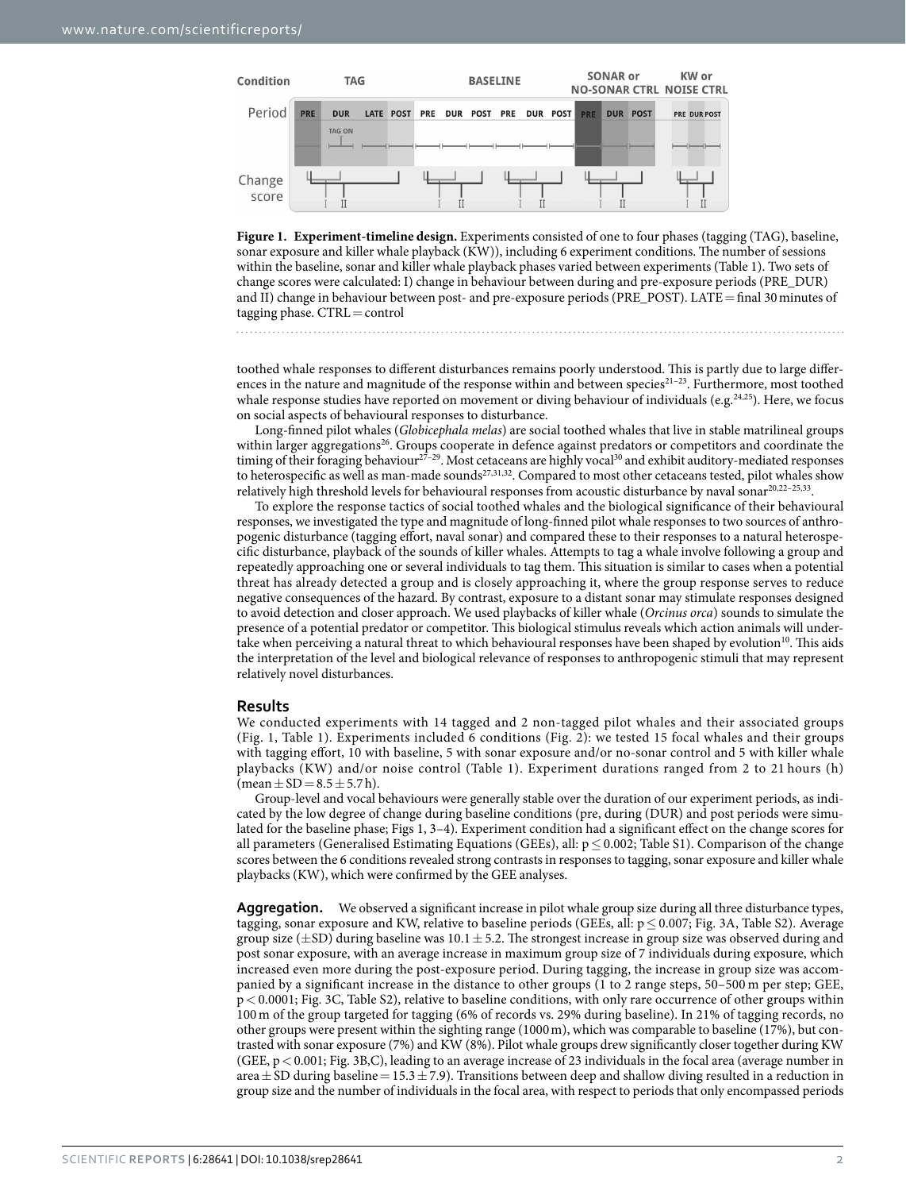**Figure 1. Experiment-timeline design.** Experiments consisted of one to four phases (tagging (TAG), baseline, sonar exposure and killer whale playback (KW)), including 6 experiment conditions. The number of sessions within the baseline, sonar and killer whale playback phases varied between experiments (Table 1). Two sets of change scores were calculated: I) change in behaviour between during and pre-exposure periods (PRE_DUR) and II) change in behaviour between post- and pre-exposure periods (PRE_POST). LATE = final 30 minutes of tagging phase. CTRL = control

toothed whale responses to different disturbances remains poorly understood. This is partly due to large differences in the nature and magnitude of the response within and between species[21–23]. Furthermore, most toothed whale response studies have reported on movement or diving behaviour of individuals (e.g.[24,25]). Here, we focus on social aspects of behavioural responses to disturbance.

Long-finned pilot whales (*Globicephala melas*) are social toothed whales that live in stable matrilineal groups within larger aggregations[26]. Groups cooperate in defence against predators or competitors and coordinate the timing of their foraging behaviour[27–29]. Most cetaceans are highly vocal[30] and exhibit auditory-mediated responses to heterospecific as well as man-made sounds[27,31,32]. Compared to most other cetaceans tested, pilot whales show relatively high threshold levels for behavioural responses from acoustic disturbance by naval sonar[20,22–25,33].

To explore the response tactics of social toothed whales and the biological significance of their behavioural responses, we investigated the type and magnitude of long-finned pilot whale responses to two sources of anthropogenic disturbance (tagging effort, naval sonar) and compared these to their responses to a natural heterospecific disturbance, playback of the sounds of killer whales. Attempts to tag a whale involve following a group and repeatedly approaching one or several individuals to tag them. This situation is similar to cases when a potential threat has already detected a group and is closely approaching it, where the group response serves to reduce negative consequences of the hazard. By contrast, exposure to a distant sonar may stimulate responses designed to avoid detection and closer approach. We used playbacks of killer whale (*Orcinus orca*) sounds to simulate the presence of a potential predator or competitor. This biological stimulus reveals which action animals will undertake when perceiving a natural threat to which behavioural responses have been shaped by evolution[10]. This aids the interpretation of the level and biological relevance of responses to anthropogenic stimuli that may represent relatively novel disturbances.

## Results

We conducted experiments with 14 tagged and 2 non-tagged pilot whales and their associated groups (Fig. 1, Table 1). Experiments included 6 conditions (Fig. 2): we tested 15 focal whales and their groups with tagging effort, 10 with baseline, 5 with sonar exposure and/or no-sonar control and 5 with killer whale playbacks (KW) and/or noise control (Table 1). Experiment durations ranged from 2 to 21 hours (h) (mean ± SD = 8.5 ± 5.7 h).

Group-level and vocal behaviours were generally stable over the duration of our experiment periods, as indicated by the low degree of change during baseline conditions (pre, during (DUR) and post periods were simulated for the baseline phase; Figs 1, 3–4). Experiment condition had a significant effect on the change scores for all parameters (Generalised Estimating Equations (GEEs), all: $p \leq 0.002$; Table S1). Comparison of the change scores between the 6 conditions revealed strong contrasts in responses to tagging, sonar exposure and killer whale playbacks (KW), which were confirmed by the GEE analyses.

**Aggregation.** We observed a significant increase in pilot whale group size during all three disturbance types, tagging, sonar exposure and KW, relative to baseline periods (GEEs, all: $p \leq 0.007$; Fig. 3A, Table S2). Average group size (±SD) during baseline was 10.1 ± 5.2. The strongest increase in group size was observed during and post sonar exposure, with an average increase in maximum group size of 7 individuals during exposure, which increased even more during the post-exposure period. During tagging, the increase in group size was accompanied by a significant increase in the distance to other groups (1 to 2 range steps, 50–500 m per step; GEE, $p < 0.0001$; Fig. 3C, Table S2), relative to baseline conditions, with only rare occurrence of other groups within 100 m of the group targeted for tagging (6% of records vs. 29% during baseline). In 21% of tagging records, no other groups were present within the sighting range (1000 m), which was comparable to baseline (17%), but contrasted with sonar exposure (7%) and KW (8%). Pilot whale groups drew significantly closer together during KW (GEE, $p < 0.001$; Fig. 3B,C), leading to an average increase of 23 individuals in the focal area (average number in area ± SD during baseline = 15.3 ± 7.9). Transitions between deep and shallow diving resulted in a reduction in group size and the number of individuals in the focal area, with respect to periods that only encompassed periods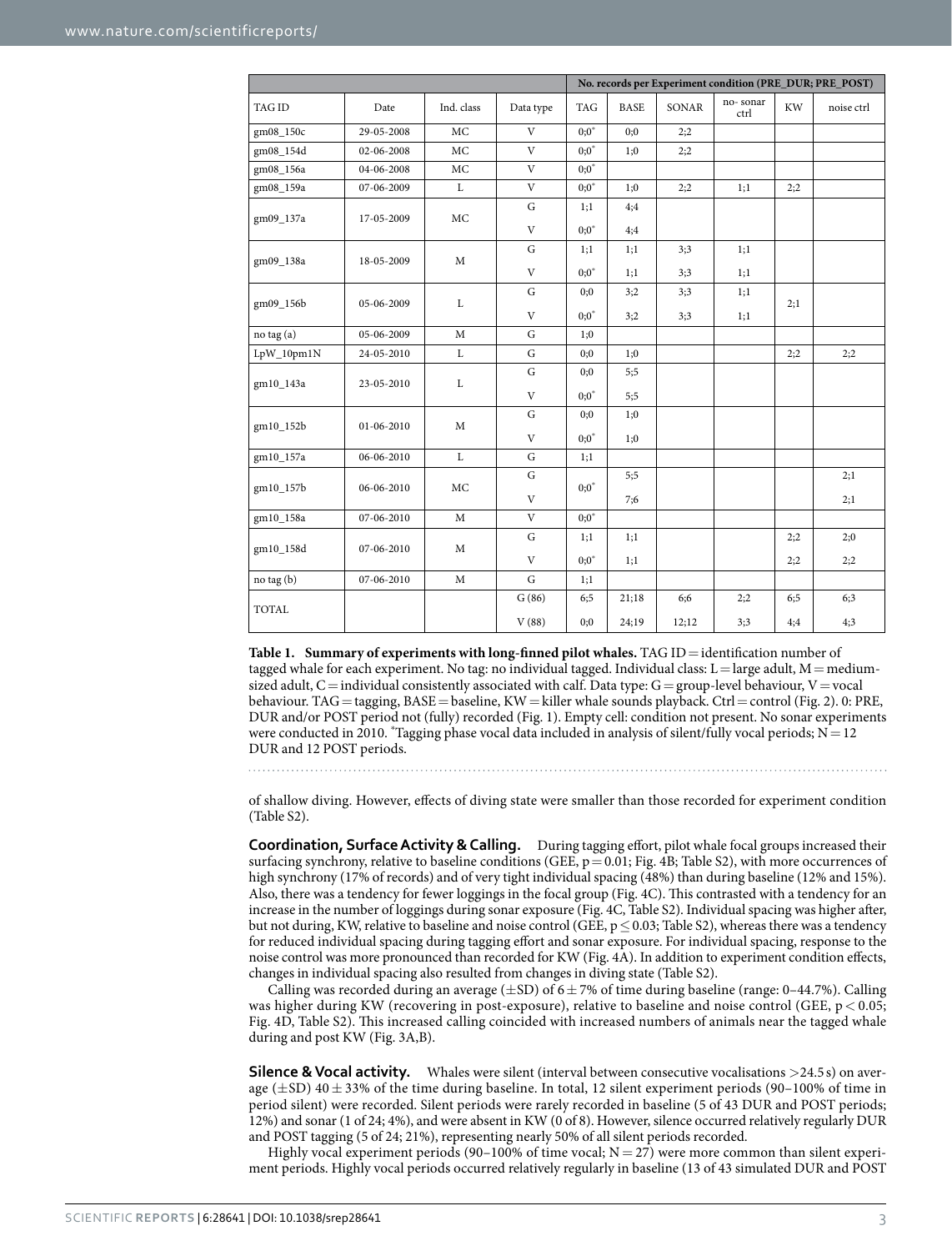| | | | | No. records per Experiment condition (PRE_DUR; PRE_POST) | | | | | |
|---|---|---|---|---|---|---|---|---|---|
| TAG ID | Date | Ind. class | Data type | TAG | BASE | SONAR | no- sonar ctrl | KW | noise ctrl |
| gm08_150c | 29-05-2008 | MC | V | 0;0* | 0;0 | 2;2 | | | |
| gm08_154d | 02-06-2008 | MC | V | 0;0* | 1;0 | 2;2 | | | |
| gm08_156a | 04-06-2008 | MC | V | 0;0* | | | | | |
| gm08_159a | 07-06-2009 | L | V | 0;0* | 1;0 | 2;2 | 1;1 | 2;2 | |
| gm09_137a | 17-05-2009 | MC | G | 1;1 | 4;4 | | | | |
| | | | V | 0;0* | 4;4 | | | | |
| gm09_138a | 18-05-2009 | M | G | 1;1 | 1;1 | 3;3 | 1;1 | | |
| | | | V | 0;0* | 1;1 | 3;3 | 1;1 | | |
| gm09_156b | 05-06-2009 | L | G | 0;0 | 3;2 | 3;3 | 1;1 | 2;1 | |
| | | | V | 0;0* | 3;2 | 3;3 | 1;1 | | |
| no tag (a) | 05-06-2009 | M | G | 1;0 | | | | | |
| LpW_10pm1N | 24-05-2010 | L | G | 0;0 | 1;0 | | | 2;2 | 2;2 |
| gm10_143a | 23-05-2010 | L | G | 0;0 | 5;5 | | | | |
| | | | V | 0;0* | 5;5 | | | | |
| gm10_152b | 01-06-2010 | M | G | 0;0 | 1;0 | | | | |
| | | | V | 0;0* | 1;0 | | | | |
| gm10_157a | 06-06-2010 | L | G | 1;1 | | | | | |
| gm10_157b | 06-06-2010 | MC | G | 0;0* | 5;5 | | | | 2;1 |
| | | | V | | 7;6 | | | | 2;1 |
| gm10_158a | 07-06-2010 | M | V | 0;0* | | | | | |
| gm10_158d | 07-06-2010 | M | G | 1;1 | 1;1 | | | 2;2 | 2;0 |
| | | | V | 0;0* | 1;1 | | | 2;2 | 2;2 |
| no tag (b) | 07-06-2010 | M | G | 1;1 | | | | | |
| TOTAL | | | G (86) | 6;5 | 21;18 | 6;6 | 2;2 | 6;5 | 6;3 |
| | | | V (88) | 0;0 | 24;19 | 12;12 | 3;3 | 4;4 | 4;3 |

**Table 1. Summary of experiments with long-finned pilot whales.** TAG ID = identification number of tagged whale for each experiment. No tag: no individual tagged. Individual class: L = large adult, M = medium-sized adult, C = individual consistently associated with calf. Data type: G = group-level behaviour, V = vocal behaviour. TAG = tagging, BASE = baseline, KW = killer whale sounds playback. Ctrl = control (Fig. 2). 0: PRE, DUR and/or POST period not (fully) recorded (Fig. 1). Empty cell: condition not present. No sonar experiments were conducted in 2010. *Tagging phase vocal data included in analysis of silent/fully vocal periods; N = 12 DUR and 12 POST periods.

of shallow diving. However, effects of diving state were smaller than those recorded for experiment condition (Table S2).

**Coordination, Surface Activity & Calling.** During tagging effort, pilot whale focal groups increased their surfacing synchrony, relative to baseline conditions (GEE, $p = 0.01$; Fig. 4B; Table S2), with more occurrences of high synchrony (17% of records) and of very tight individual spacing (48%) than during baseline (12% and 15%). Also, there was a tendency for fewer loggings in the focal group (Fig. 4C). This contrasted with a tendency for an increase in the number of loggings during sonar exposure (Fig. 4C, Table S2). Individual spacing was higher after, but not during, KW, relative to baseline and noise control (GEE, $p \leq 0.03$; Table S2), whereas there was a tendency for reduced individual spacing during tagging effort and sonar exposure. For individual spacing, response to the noise control was more pronounced than recorded for KW (Fig. 4A). In addition to experiment condition effects, changes in individual spacing also resulted from changes in diving state (Table S2).

Calling was recorded during an average ($\pm$SD) of $6 \pm 7$% of time during baseline (range: 0–44.7%). Calling was higher during KW (recovering in post-exposure), relative to baseline and noise control (GEE, $p < 0.05$; Fig. 4D, Table S2). This increased calling coincided with increased numbers of animals near the tagged whale during and post KW (Fig. 3A,B).

**Silence & Vocal activity.** Whales were silent (interval between consecutive vocalisations >24.5 s) on average ($\pm$SD) $40 \pm 33$% of the time during baseline. In total, 12 silent experiment periods (90–100% of time in period silent) were recorded. Silent periods were rarely recorded in baseline (5 of 43 DUR and POST periods; 12%) and sonar (1 of 24; 4%), and were absent in KW (0 of 8). However, silence occurred relatively regularly DUR and POST tagging (5 of 24; 21%), representing nearly 50% of all silent periods recorded.

Highly vocal experiment periods (90–100% of time vocal; N = 27) were more common than silent experiment periods. Highly vocal periods occurred relatively regularly in baseline (13 of 43 simulated DUR and POST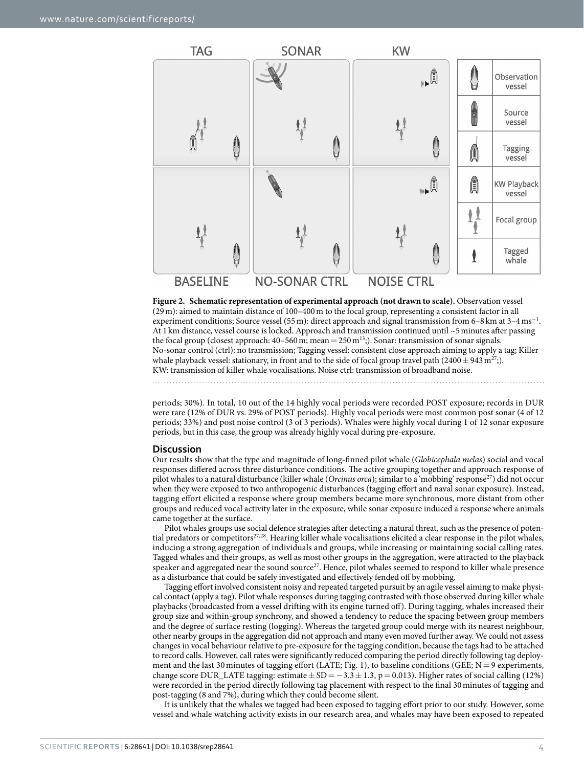**Figure 2. Schematic representation of experimental approach (not drawn to scale).** Observation vessel (29 m): aimed to maintain distance of 100–400 m to the focal group, representing a consistent factor in all experiment conditions; Source vessel (55 m): direct approach and signal transmission from 6–8 km at 3–4 $ms^{-1}$. At 1 km distance, vessel course is locked. Approach and transmission continued until ~5 minutes after passing the focal group (closest approach: 40–560 m; mean = 250 m[13];). Sonar: transmission of sonar signals. No-sonar control (ctrl): no transmission; Tagging vessel: consistent close approach aiming to apply a tag; Killer whale playback vessel: stationary, in front and to the side of focal group travel path (2400 ± 943 m[27];). KW: transmission of killer whale vocalisations. Noise ctrl: transmission of broadband noise.

periods; 30%). In total, 10 out of the 14 highly vocal periods were recorded POST exposure; records in DUR were rare (12% of DUR vs. 29% of POST periods). Highly vocal periods were most common post sonar (4 of 12 periods; 33%) and post noise control (3 of 3 periods). Whales were highly vocal during 1 of 12 sonar exposure periods, but in this case, the group was already highly vocal during pre-exposure.

## Discussion

Our results show that the type and magnitude of long-finned pilot whale (*Globicephala melas*) social and vocal responses differed across three disturbance conditions. The active grouping together and approach response of pilot whales to a natural disturbance (killer whale (*Orcinus orca*); similar to a 'mobbing' response[27]) did not occur when they were exposed to two anthropogenic disturbances (tagging effort and naval sonar exposure). Instead, tagging effort elicited a response where group members became more synchronous, more distant from other groups and reduced vocal activity later in the exposure, while sonar exposure induced a response where animals came together at the surface.

Pilot whales groups use social defence strategies after detecting a natural threat, such as the presence of potential predators or competitors[27,28]. Hearing killer whale vocalisations elicited a clear response in the pilot whales, inducing a strong aggregation of individuals and groups, while increasing or maintaining social calling rates. Tagged whales and their groups, as well as most other groups in the aggregation, were attracted to the playback speaker and aggregated near the sound source[27]. Hence, pilot whales seemed to respond to killer whale presence as a disturbance that could be safely investigated and effectively fended off by mobbing.

Tagging effort involved consistent noisy and repeated targeted pursuit by an agile vessel aiming to make physical contact (apply a tag). Pilot whale responses during tagging contrasted with those observed during killer whale playbacks (broadcasted from a vessel drifting with its engine turned off). During tagging, whales increased their group size and within-group synchrony, and showed a tendency to reduce the spacing between group members and the degree of surface resting (logging). Whereas the targeted group could merge with its nearest neighbour, other nearby groups in the aggregation did not approach and many even moved further away. We could not assess changes in vocal behaviour relative to pre-exposure for the tagging condition, because the tags had to be attached to record calls. However, call rates were significantly reduced comparing the period directly following tag deployment and the last 30 minutes of tagging effort (LATE; Fig. 1), to baseline conditions (GEE; $N = 9$ experiments, change score DUR_LATE tagging: estimate ± SD = −3.3 ± 1.3, $p = 0.013$). Higher rates of social calling (12%) were recorded in the period directly following tag placement with respect to the final 30 minutes of tagging and post-tagging (8 and 7%), during which they could become silent.

It is unlikely that the whales we tagged had been exposed to tagging effort prior to our study. However, some vessel and whale watching activity exists in our research area, and whales may have been exposed to repeated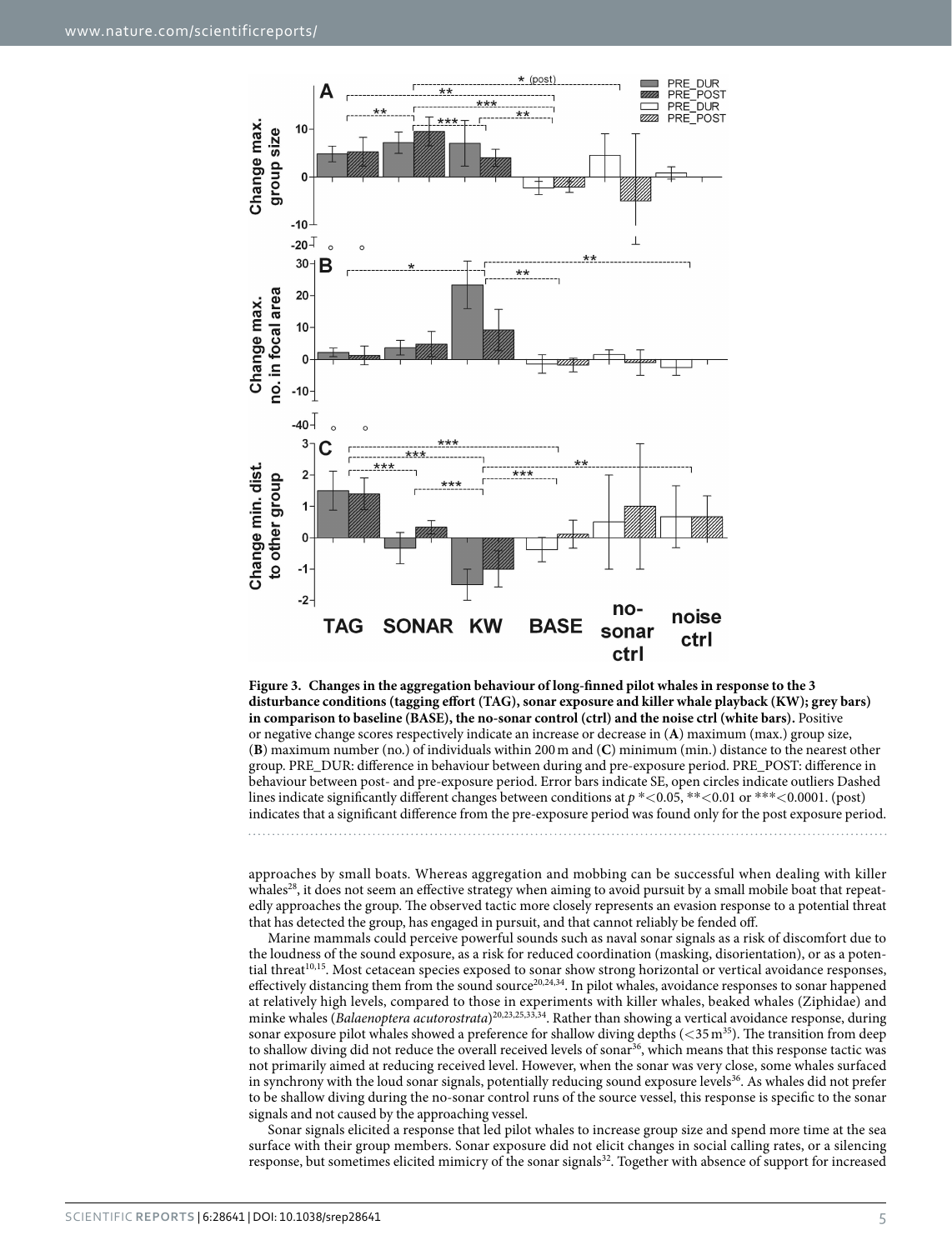**Figure 3. Changes in the aggregation behaviour of long-finned pilot whales in response to the 3 disturbance conditions (tagging effort (TAG), sonar exposure and killer whale playback (KW); grey bars) in comparison to baseline (BASE), the no-sonar control (ctrl) and the noise ctrl (white bars).** Positive or negative change scores respectively indicate an increase or decrease in (**A**) maximum (max.) group size, (**B**) maximum number (no.) of individuals within 200 m and (**C**) minimum (min.) distance to the nearest other group. PRE_DUR: difference in behaviour between during and pre-exposure period. PRE_POST: difference in behaviour between post- and pre-exposure period. Error bars indicate SE, open circles indicate outliers Dashed lines indicate significantly different changes between conditions at $p$ *<0.05, **<0.01 or ***<0.0001. (post) indicates that a significant difference from the pre-exposure period was found only for the post exposure period.

approaches by small boats. Whereas aggregation and mobbing can be successful when dealing with killer whales[28], it does not seem an effective strategy when aiming to avoid pursuit by a small mobile boat that repeatedly approaches the group. The observed tactic more closely represents an evasion response to a potential threat that has detected the group, has engaged in pursuit, and that cannot reliably be fended off.

Marine mammals could perceive powerful sounds such as naval sonar signals as a risk of discomfort due to the loudness of the sound exposure, as a risk for reduced coordination (masking, disorientation), or as a potential threat[10,15]. Most cetacean species exposed to sonar show strong horizontal or vertical avoidance responses, effectively distancing them from the sound source[20,24,34]. In pilot whales, avoidance responses to sonar happened at relatively high levels, compared to those in experiments with killer whales, beaked whales (Ziphidae) and minke whales (*Balaenoptera acutorostrata*)[20,23,25,33,34]. Rather than showing a vertical avoidance response, during sonar exposure pilot whales showed a preference for shallow diving depths (<35 m[35]). The transition from deep to shallow diving did not reduce the overall received levels of sonar[36], which means that this response tactic was not primarily aimed at reducing received level. However, when the sonar was very close, some whales surfaced in synchrony with the loud sonar signals, potentially reducing sound exposure levels[36]. As whales did not prefer to be shallow diving during the no-sonar control runs of the source vessel, this response is specific to the sonar signals and not caused by the approaching vessel.

Sonar signals elicited a response that led pilot whales to increase group size and spend more time at the sea surface with their group members. Sonar exposure did not elicit changes in social calling rates, or a silencing response, but sometimes elicited mimicry of the sonar signals[32]. Together with absence of support for increased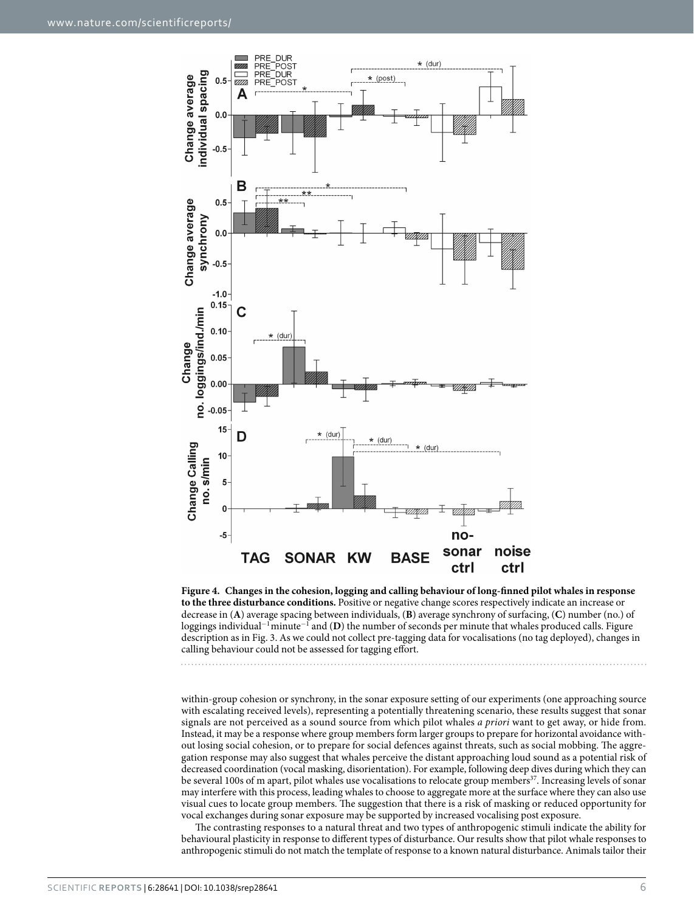**Figure 4. Changes in the cohesion, logging and calling behaviour of long-finned pilot whales in response to the three disturbance conditions.** Positive or negative change scores respectively indicate an increase or decrease in (**A**) average spacing between individuals, (**B**) average synchrony of surfacing, (**C**) number (no.) of loggings individual$^{-1}$ minute$^{-1}$ and (**D**) the number of seconds per minute that whales produced calls. Figure description as in Fig. 3. As we could not collect pre-tagging data for vocalisations (no tag deployed), changes in calling behaviour could not be assessed for tagging effort.

within-group cohesion or synchrony, in the sonar exposure setting of our experiments (one approaching source with escalating received levels), representing a potentially threatening scenario, these results suggest that sonar signals are not perceived as a sound source from which pilot whales *a priori* want to get away, or hide from. Instead, it may be a response where group members form larger groups to prepare for horizontal avoidance without losing social cohesion, or to prepare for social defences against threats, such as social mobbing. The aggregation response may also suggest that whales perceive the distant approaching loud sound as a potential risk of decreased coordination (vocal masking, disorientation). For example, following deep dives during which they can be several 100s of m apart, pilot whales use vocalisations to relocate group members[37]. Increasing levels of sonar may interfere with this process, leading whales to choose to aggregate more at the surface where they can also use visual cues to locate group members. The suggestion that there is a risk of masking or reduced opportunity for vocal exchanges during sonar exposure may be supported by increased vocalising post exposure.

The contrasting responses to a natural threat and two types of anthropogenic stimuli indicate the ability for behavioural plasticity in response to different types of disturbance. Our results show that pilot whale responses to anthropogenic stimuli do not match the template of response to a known natural disturbance. Animals tailor their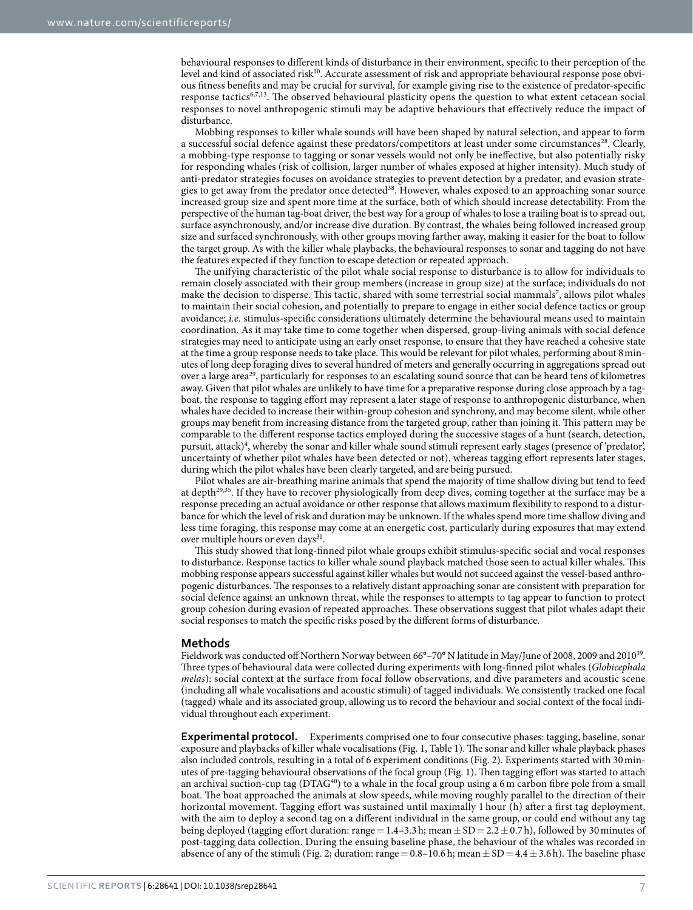behavioural responses to different kinds of disturbance in their environment, specific to their perception of the level and kind of associated risk[10]. Accurate assessment of risk and appropriate behavioural response pose obvious fitness benefits and may be crucial for survival, for example giving rise to the existence of predator-specific response tactics[6,7,13]. The observed behavioural plasticity opens the question to what extent cetacean social responses to novel anthropogenic stimuli may be adaptive behaviours that effectively reduce the impact of disturbance.

Mobbing responses to killer whale sounds will have been shaped by natural selection, and appear to form a successful social defence against these predators/competitors at least under some circumstances[28]. Clearly, a mobbing-type response to tagging or sonar vessels would not only be ineffective, but also potentially risky for responding whales (risk of collision, larger number of whales exposed at higher intensity). Much study of anti-predator strategies focuses on avoidance strategies to prevent detection by a predator, and evasion strategies to get away from the predator once detected[38]. However, whales exposed to an approaching sonar source increased group size and spent more time at the surface, both of which should increase detectability. From the perspective of the human tag-boat driver, the best way for a group of whales to lose a trailing boat is to spread out, surface asynchronously, and/or increase dive duration. By contrast, the whales being followed increased group size and surfaced synchronously, with other groups moving farther away, making it easier for the boat to follow the target group. As with the killer whale playbacks, the behavioural responses to sonar and tagging do not have the features expected if they function to escape detection or repeated approach.

The unifying characteristic of the pilot whale social response to disturbance is to allow for individuals to remain closely associated with their group members (increase in group size) at the surface; individuals do not make the decision to disperse. This tactic, shared with some terrestrial social mammals[7], allows pilot whales to maintain their social cohesion, and potentially to prepare to engage in either social defence tactics or group avoidance; *i.e.* stimulus-specific considerations ultimately determine the behavioural means used to maintain coordination. As it may take time to come together when dispersed, group-living animals with social defence strategies may need to anticipate using an early onset response, to ensure that they have reached a cohesive state at the time a group response needs to take place. This would be relevant for pilot whales, performing about 8 minutes of long deep foraging dives to several hundred of meters and generally occurring in aggregations spread out over a large area[29], particularly for responses to an escalating sound source that can be heard tens of kilometres away. Given that pilot whales are unlikely to have time for a preparative response during close approach by a tag-boat, the response to tagging effort may represent a later stage of response to anthropogenic disturbance, when whales have decided to increase their within-group cohesion and synchrony, and may become silent, while other groups may benefit from increasing distance from the targeted group, rather than joining it. This pattern may be comparable to the different response tactics employed during the successive stages of a hunt (search, detection, pursuit, attack)[4], whereby the sonar and killer whale sound stimuli represent early stages (presence of 'predator', uncertainty of whether pilot whales have been detected or not), whereas tagging effort represents later stages, during which the pilot whales have been clearly targeted, and are being pursued.

Pilot whales are air-breathing marine animals that spend the majority of time shallow diving but tend to feed at depth[29,35]. If they have to recover physiologically from deep dives, coming together at the surface may be a response preceding an actual avoidance or other response that allows maximum flexibility to respond to a disturbance for which the level of risk and duration may be unknown. If the whales spend more time shallow diving and less time foraging, this response may come at an energetic cost, particularly during exposures that may extend over multiple hours or even days[31].

This study showed that long-finned pilot whale groups exhibit stimulus-specific social and vocal responses to disturbance. Response tactics to killer whale sound playback matched those seen to actual killer whales. This mobbing response appears successful against killer whales but would not succeed against the vessel-based anthropogenic disturbances. The responses to a relatively distant approaching sonar are consistent with preparation for social defence against an unknown threat, while the responses to attempts to tag appear to function to protect group cohesion during evasion of repeated approaches. These observations suggest that pilot whales adapt their social responses to match the specific risks posed by the different forms of disturbance.

## Methods

Fieldwork was conducted off Northern Norway between 66°–70° N latitude in May/June of 2008, 2009 and 2010[39]. Three types of behavioural data were collected during experiments with long-finned pilot whales (*Globicephala melas*): social context at the surface from focal follow observations, and dive parameters and acoustic scene (including all whale vocalisations and acoustic stimuli) of tagged individuals. We consistently tracked one focal (tagged) whale and its associated group, allowing us to record the behaviour and social context of the focal individual throughout each experiment.

**Experimental protocol.** Experiments comprised one to four consecutive phases: tagging, baseline, sonar exposure and playbacks of killer whale vocalisations (Fig. 1, Table 1). The sonar and killer whale playback phases also included controls, resulting in a total of 6 experiment conditions (Fig. 2). Experiments started with 30 minutes of pre-tagging behavioural observations of the focal group (Fig. 1). Then tagging effort was started to attach an archival suction-cup tag (DTAG[40]) to a whale in the focal group using a 6 m carbon fibre pole from a small boat. The boat approached the animals at slow speeds, while moving roughly parallel to the direction of their horizontal movement. Tagging effort was sustained until maximally 1 hour (h) after a first tag deployment, with the aim to deploy a second tag on a different individual in the same group, or could end without any tag being deployed (tagging effort duration: range = 1.4–3.3 h; mean ± SD = 2.2 ± 0.7 h), followed by 30 minutes of post-tagging data collection. During the ensuing baseline phase, the behaviour of the whales was recorded in absence of any of the stimuli (Fig. 2; duration: range = 0.8–10.6 h; mean ± SD = 4.4 ± 3.6 h). The baseline phase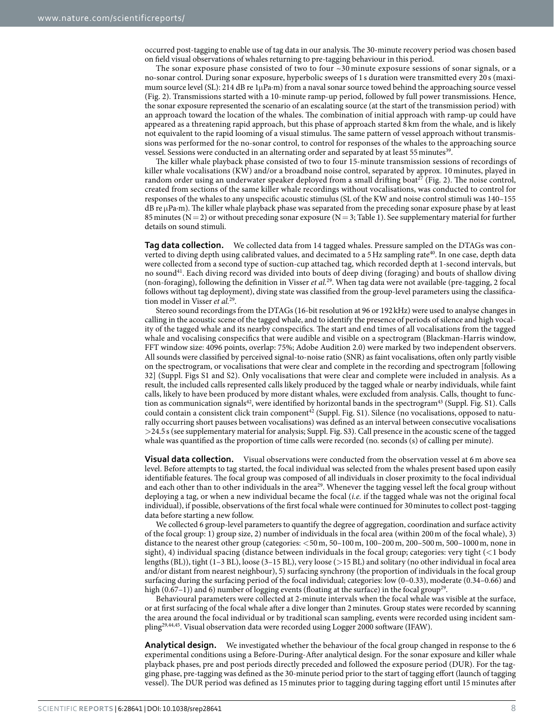occurred post-tagging to enable use of tag data in our analysis. The 30-minute recovery period was chosen based on field visual observations of whales returning to pre-tagging behaviour in this period.

The sonar exposure phase consisted of two to four ~30 minute exposure sessions of sonar signals, or a no-sonar control. During sonar exposure, hyperbolic sweeps of 1 s duration were transmitted every 20 s (maximum source level (SL): 214 dB re 1μPa·m) from a naval sonar source towed behind the approaching source vessel (Fig. 2). Transmissions started with a 10-minute ramp-up period, followed by full power transmissions. Hence, the sonar exposure represented the scenario of an escalating source (at the start of the transmission period) with an approach toward the location of the whales. The combination of initial approach with ramp-up could have appeared as a threatening rapid approach, but this phase of approach started 8 km from the whale, and is likely not equivalent to the rapid looming of a visual stimulus. The same pattern of vessel approach without transmissions was performed for the no-sonar control, to control for responses of the whales to the approaching source vessel. Sessions were conducted in an alternating order and separated by at least 55 minutes[39].

The killer whale playback phase consisted of two to four 15-minute transmission sessions of recordings of killer whale vocalisations (KW) and/or a broadband noise control, separated by approx. 10 minutes, played in random order using an underwater speaker deployed from a small drifting boat[27] (Fig. 2). The noise control, created from sections of the same killer whale recordings without vocalisations, was conducted to control for responses of the whales to any unspecific acoustic stimulus (SL of the KW and noise control stimuli was 140–155 dB re μPa·m). The killer whale playback phase was separated from the preceding sonar exposure phase by at least 85 minutes (N = 2) or without preceding sonar exposure (N = 3; Table 1). See supplementary material for further details on sound stimuli.

**Tag data collection.** We collected data from 14 tagged whales. Pressure sampled on the DTAGs was converted to diving depth using calibrated values, and decimated to a 5 Hz sampling rate[40]. In one case, depth data were collected from a second type of suction-cup attached tag, which recorded depth at 1-second intervals, but no sound[41]. Each diving record was divided into bouts of deep diving (foraging) and bouts of shallow diving (non-foraging), following the definition in Visser *et al.*[29]. When tag data were not available (pre-tagging, 2 focal follows without tag deployment), diving state was classified from the group-level parameters using the classification model in Visser *et al.*[29].

Stereo sound recordings from the DTAGs (16-bit resolution at 96 or 192 kHz) were used to analyse changes in calling in the acoustic scene of the tagged whale, and to identify the presence of periods of silence and high vocality of the tagged whale and its nearby conspecifics. The start and end times of all vocalisations from the tagged whale and vocalising conspecifics that were audible and visible on a spectrogram (Blackman-Harris window, FFT window size: 4096 points, overlap: 75%; Adobe Audition 2.0) were marked by two independent observers. All sounds were classified by perceived signal-to-noise ratio (SNR) as faint vocalisations, often only partly visible on the spectrogram, or vocalisations that were clear and complete in the recording and spectrogram [following 32] (Suppl. Figs S1 and S2). Only vocalisations that were clear and complete were included in analysis. As a result, the included calls represented calls likely produced by the tagged whale or nearby individuals, while faint calls, likely to have been produced by more distant whales, were excluded from analysis. Calls, thought to function as communication signals[42], were identified by horizontal bands in the spectrogram[43] (Suppl. Fig. S1). Calls could contain a consistent click train component[42] (Suppl. Fig. S1). Silence (no vocalisations, opposed to naturally occurring short pauses between vocalisations) was defined as an interval between consecutive vocalisations >24.5 s (see supplementary material for analysis; Suppl. Fig. S3). Call presence in the acoustic scene of the tagged whale was quantified as the proportion of time calls were recorded (no. seconds (s) of calling per minute).

**Visual data collection.** Visual observations were conducted from the observation vessel at 6 m above sea level. Before attempts to tag started, the focal individual was selected from the whales present based upon easily identifiable features. The focal group was composed of all individuals in closer proximity to the focal individual and each other than to other individuals in the area[29]. Whenever the tagging vessel left the focal group without deploying a tag, or when a new individual became the focal (*i.e.* if the tagged whale was not the original focal individual), if possible, observations of the first focal whale were continued for 30 minutes to collect post-tagging data before starting a new follow.

We collected 6 group-level parameters to quantify the degree of aggregation, coordination and surface activity of the focal group: 1) group size, 2) number of individuals in the focal area (within 200 m of the focal whale), 3) distance to the nearest other group (categories: <50 m, 50–100 m, 100–200 m, 200–500 m, 500–1000 m, none in sight), 4) individual spacing (distance between individuals in the focal group; categories: very tight (<1 body lengths (BL)), tight (1–3 BL), loose (3–15 BL), very loose (>15 BL) and solitary (no other individual in focal area and/or distant from nearest neighbour), 5) surfacing synchrony (the proportion of individuals in the focal group surfacing during the surfacing period of the focal individual; categories: low (0–0.33), moderate (0.34–0.66) and high (0.67–1)) and 6) number of logging events (floating at the surface) in the focal group[29].

Behavioural parameters were collected at 2-minute intervals when the focal whale was visible at the surface, or at first surfacing of the focal whale after a dive longer than 2 minutes. Group states were recorded by scanning the area around the focal individual or by traditional scan sampling, events were recorded using incident sampling[29,44,45]. Visual observation data were recorded using Logger 2000 software (IFAW).

**Analytical design.** We investigated whether the behaviour of the focal group changed in response to the 6 experimental conditions using a Before-During-After analytical design. For the sonar exposure and killer whale playback phases, pre and post periods directly preceded and followed the exposure period (DUR). For the tagging phase, pre-tagging was defined as the 30-minute period prior to the start of tagging effort (launch of tagging vessel). The DUR period was defined as 15 minutes prior to tagging during tagging effort until 15 minutes after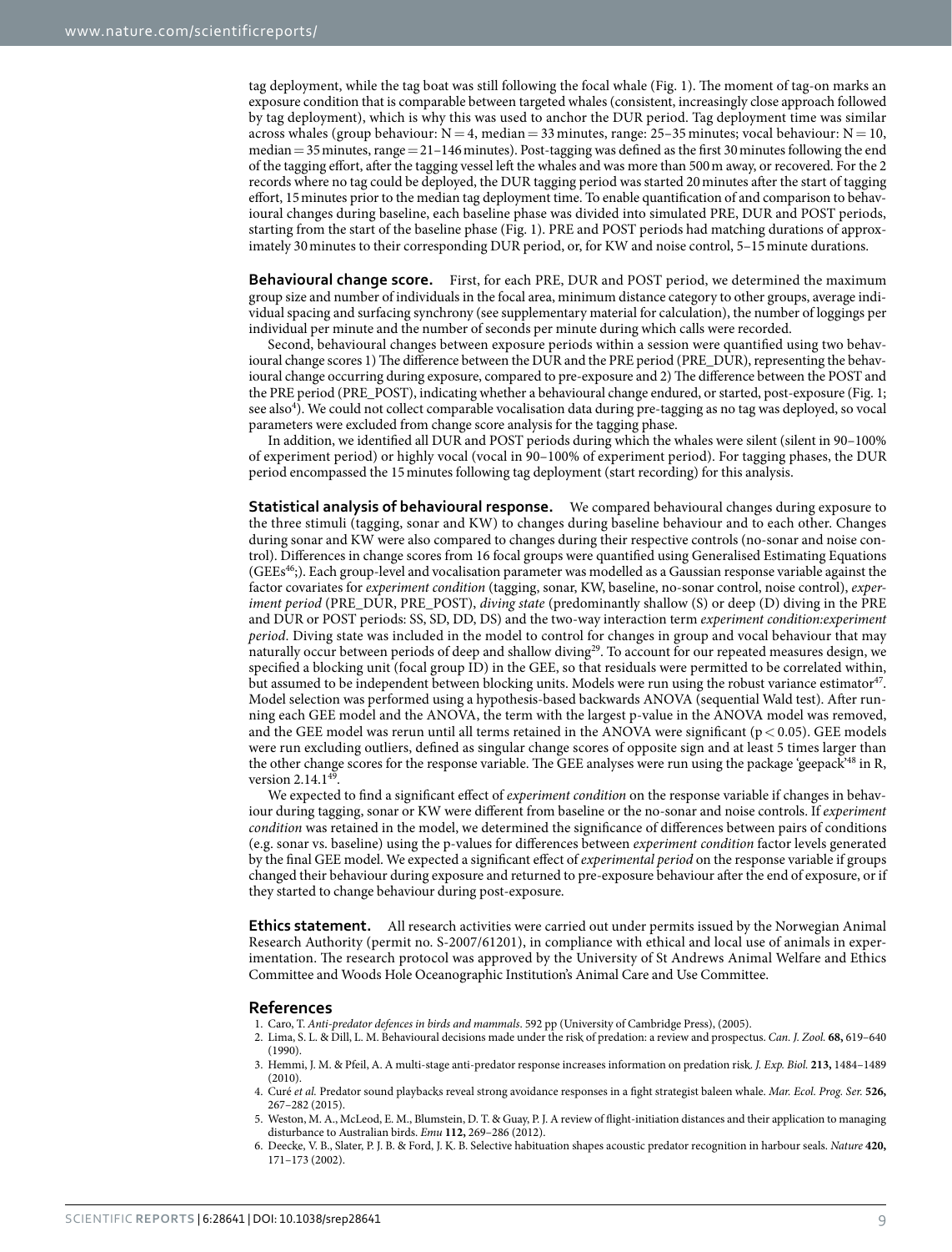tag deployment, while the tag boat was still following the focal whale (Fig. 1). The moment of tag-on marks an exposure condition that is comparable between targeted whales (consistent, increasingly close approach followed by tag deployment), which is why this was used to anchor the DUR period. Tag deployment time was similar across whales (group behaviour: N = 4, median = 33 minutes, range: 25–35 minutes; vocal behaviour: N = 10, median = 35 minutes, range = 21–146 minutes). Post-tagging was defined as the first 30 minutes following the end of the tagging effort, after the tagging vessel left the whales and was more than 500 m away, or recovered. For the 2 records where no tag could be deployed, the DUR tagging period was started 20 minutes after the start of tagging effort, 15 minutes prior to the median tag deployment time. To enable quantification of and comparison to behavioural changes during baseline, each baseline phase was divided into simulated PRE, DUR and POST periods, starting from the start of the baseline phase (Fig. 1). PRE and POST periods had matching durations of approximately 30 minutes to their corresponding DUR period, or, for KW and noise control, 5–15 minute durations.

**Behavioural change score.** First, for each PRE, DUR and POST period, we determined the maximum group size and number of individuals in the focal area, minimum distance category to other groups, average individual spacing and surfacing synchrony (see supplementary material for calculation), the number of loggings per individual per minute and the number of seconds per minute during which calls were recorded.

Second, behavioural changes between exposure periods within a session were quantified using two behavioural change scores 1) The difference between the DUR and the PRE period (PRE_DUR), representing the behavioural change occurring during exposure, compared to pre-exposure and 2) The difference between the POST and the PRE period (PRE_POST), indicating whether a behavioural change endured, or started, post-exposure (Fig. 1; see also[4]). We could not collect comparable vocalisation data during pre-tagging as no tag was deployed, so vocal parameters were excluded from change score analysis for the tagging phase.

In addition, we identified all DUR and POST periods during which the whales were silent (silent in 90–100% of experiment period) or highly vocal (vocal in 90–100% of experiment period). For tagging phases, the DUR period encompassed the 15 minutes following tag deployment (start recording) for this analysis.

**Statistical analysis of behavioural response.** We compared behavioural changes during exposure to the three stimuli (tagging, sonar and KW) to changes during baseline behaviour and to each other. Changes during sonar and KW were also compared to changes during their respective controls (no-sonar and noise control). Differences in change scores from 16 focal groups were quantified using Generalised Estimating Equations (GEEs[46];). Each group-level and vocalisation parameter was modelled as a Gaussian response variable against the factor covariates for *experiment condition* (tagging, sonar, KW, baseline, no-sonar control, noise control), *experiment period* (PRE_DUR, PRE_POST), *diving state* (predominantly shallow (S) or deep (D) diving in the PRE and DUR or POST periods: SS, SD, DD, DS) and the two-way interaction term *experiment condition:experiment period*. Diving state was included in the model to control for changes in group and vocal behaviour that may naturally occur between periods of deep and shallow diving[29]. To account for our repeated measures design, we specified a blocking unit (focal group ID) in the GEE, so that residuals were permitted to be correlated within, but assumed to be independent between blocking units. Models were run using the robust variance estimator[47]. Model selection was performed using a hypothesis-based backwards ANOVA (sequential Wald test). After running each GEE model and the ANOVA, the term with the largest p-value in the ANOVA model was removed, and the GEE model was rerun until all terms retained in the ANOVA were significant ($p < 0.05$). GEE models were run excluding outliers, defined as singular change scores of opposite sign and at least 5 times larger than the other change scores for the response variable. The GEE analyses were run using the package 'geepack'[48] in R, version 2.14.1[49].

We expected to find a significant effect of *experiment condition* on the response variable if changes in behaviour during tagging, sonar or KW were different from baseline or the no-sonar and noise controls. If *experiment condition* was retained in the model, we determined the significance of differences between pairs of conditions (e.g. sonar vs. baseline) using the p-values for differences between *experiment condition* factor levels generated by the final GEE model. We expected a significant effect of *experimental period* on the response variable if groups changed their behaviour during exposure and returned to pre-exposure behaviour after the end of exposure, or if they started to change behaviour during post-exposure.

**Ethics statement.** All research activities were carried out under permits issued by the Norwegian Animal Research Authority (permit no. S-2007/61201), in compliance with ethical and local use of animals in experimentation. The research protocol was approved by the University of St Andrews Animal Welfare and Ethics Committee and Woods Hole Oceanographic Institution's Animal Care and Use Committee.

## References

1. Caro, T. *Anti-predator defences in birds and mammals*. 592 pp (University of Cambridge Press), (2005).
2. Lima, S. L. & Dill, L. M. Behavioural decisions made under the risk of predation: a review and prospectus. *Can. J. Zool.* **68,** 619–640 (1990).
3. Hemmi, J. M. & Pfeil, A. A multi-stage anti-predator response increases information on predation risk. *J. Exp. Biol.* **213,** 1484–1489 (2010).
4. Curé *et al.* Predator sound playbacks reveal strong avoidance responses in a fight strategist baleen whale. *Mar. Ecol. Prog. Ser.* **526,** 267–282 (2015).
5. Weston, M. A., McLeod, E. M., Blumstein, D. T. & Guay, P. J. A review of flight-initiation distances and their application to managing disturbance to Australian birds. *Emu* **112,** 269–286 (2012).
6. Deecke, V. B., Slater, P. J. B. & Ford, J. K. B. Selective habituation shapes acoustic predator recognition in harbour seals. *Nature* **420,** 171–173 (2002).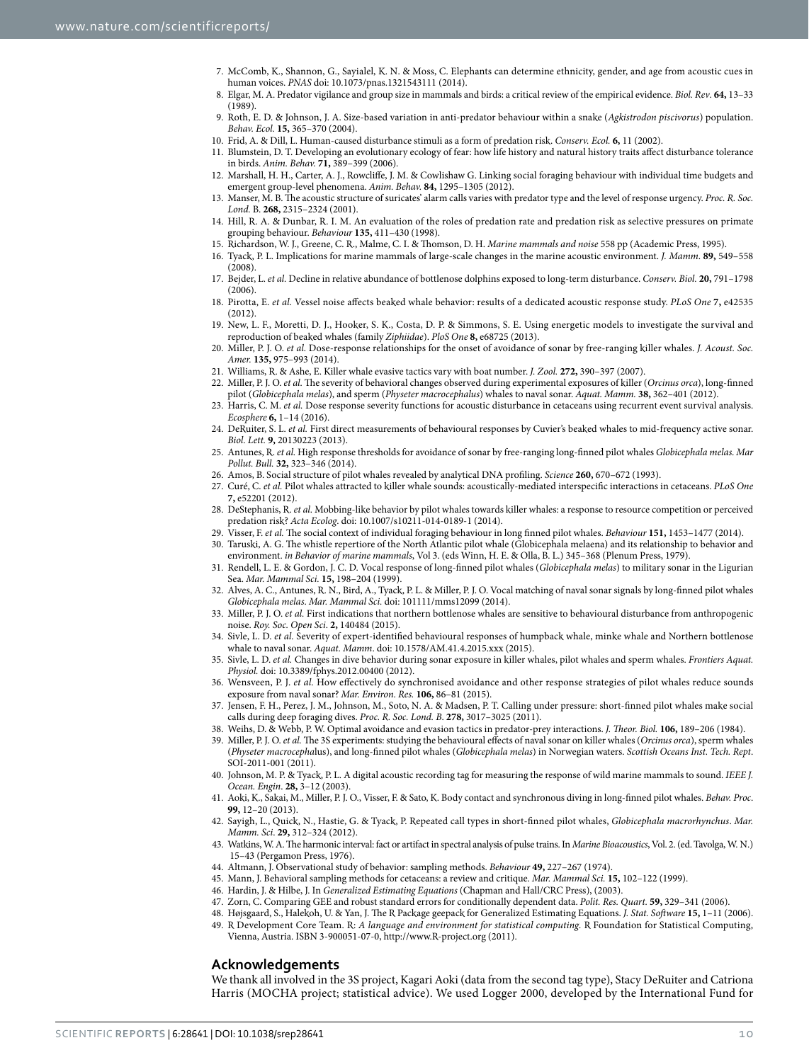7. McComb, K., Shannon, G., Sayialel, K. N. & Moss, C. Elephants can determine ethnicity, gender, and age from acoustic cues in human voices. *PNAS* doi: 10.1073/pnas.1321543111 (2014).
8. Elgar, M. A. Predator vigilance and group size in mammals and birds: a critical review of the empirical evidence. *Biol. Rev*. **64,** 13–33 (1989).
9. Roth, E. D. & Johnson, J. A. Size-based variation in anti-predator behaviour within a snake (*Agkistrodon piscivorus*) population. *Behav. Ecol.* **15,** 365–370 (2004).
10. Frid, A. & Dill, L. Human-caused disturbance stimuli as a form of predation risk. *Conserv. Ecol.* **6,** 11 (2002).
11. Blumstein, D. T. Developing an evolutionary ecology of fear: how life history and natural history traits affect disturbance tolerance in birds. *Anim. Behav.* **71,** 389–399 (2006).
12. Marshall, H. H., Carter, A. J., Rowcliffe, J. M. & Cowlishaw G. Linking social foraging behaviour with individual time budgets and emergent group-level phenomena. *Anim. Behav.* **84,** 1295–1305 (2012).
13. Manser, M. B. The acoustic structure of suricates' alarm calls varies with predator type and the level of response urgency. *Proc. R. Soc. Lond.* B. **268,** 2315–2324 (2001).
14. Hill, R. A. & Dunbar, R. I. M. An evaluation of the roles of predation rate and predation risk as selective pressures on primate grouping behaviour. *Behaviour* **135,** 411–430 (1998).
15. Richardson, W. J., Greene, C. R., Malme, C. I. & Thomson, D. H. *Marine mammals and noise* 558 pp (Academic Press, 1995).
16. Tyack, P. L. Implications for marine mammals of large-scale changes in the marine acoustic environment. *J. Mamm.* **89,** 549–558 (2008).
17. Bejder, L. *et al.* Decline in relative abundance of bottlenose dolphins exposed to long-term disturbance. *Conserv. Biol.* **20,** 791–1798 (2006).
18. Pirotta, E. *et al.* Vessel noise affects beaked whale behavior: results of a dedicated acoustic response study. *PLoS One* **7,** e42535 (2012).
19. New, L. F., Moretti, D. J., Hooker, S. K., Costa, D. P. & Simmons, S. E. Using energetic models to investigate the survival and reproduction of beaked whales (family *Ziphiidae*). *PloS One* **8,** e68725 (2013).
20. Miller, P. J. O. *et al.* Dose-response relationships for the onset of avoidance of sonar by free-ranging killer whales. *J. Acoust. Soc. Amer.* **135,** 975–993 (2014).
21. Williams, R. & Ashe, E. Killer whale evasive tactics vary with boat number. *J. Zool.* **272,** 390–397 (2007).
22. Miller, P. J. O. *et al.* The severity of behavioral changes observed during experimental exposures of killer (*Orcinus orca*), long-finned pilot (*Globicephala melas*), and sperm (*Physeter macrocephalus*) whales to naval sonar. *Aquat. Mamm.* **38,** 362–401 (2012).
23. Harris, C. M. *et al.* Dose response severity functions for acoustic disturbance in cetaceans using recurrent event survival analysis. *Ecosphere* **6,** 1–14 (2016).
24. DeRuiter, S. L. *et al.* First direct measurements of behavioural responses by Cuvier's beaked whales to mid-frequency active sonar. *Biol. Lett.* **9,** 20130223 (2013).
25. Antunes, R. *et al.* High response thresholds for avoidance of sonar by free-ranging long-finned pilot whales *Globicephala melas*. *Mar Pollut. Bull.* **32,** 323–346 (2014).
26. Amos, B. Social structure of pilot whales revealed by analytical DNA profiling. *Science* **260,** 670–672 (1993).
27. Curé, C. *et al.* Pilot whales attracted to killer whale sounds: acoustically-mediated interspecific interactions in cetaceans. *PLoS One* **7,** e52201 (2012).
28. DeStephanis, R. *et al.* Mobbing-like behavior by pilot whales towards killer whales: a response to resource competition or perceived predation risk? *Acta Ecolog*. doi: 10.1007/s10211-014-0189-1 (2014).
29. Visser, F. *et al.* The social context of individual foraging behaviour in long finned pilot whales. *Behaviour* **151,** 1453–1477 (2014).
30. Taruski, A. G. The whistle repertiore of the North Atlantic pilot whale (Globicephala melaena) and its relationship to behavior and environment. *in Behavior of marine mammals*, Vol 3. (eds Winn, H. E. & Olla, B. L.) 345–368 (Plenum Press, 1979).
31. Rendell, L. E. & Gordon, J. C. D. Vocal response of long-finned pilot whales (*Globicephala melas*) to military sonar in the Ligurian Sea. *Mar. Mammal Sci.* **15,** 198–204 (1999).
32. Alves, A. C., Antunes, R. N., Bird, A., Tyack, P. L. & Miller, P. J. O. Vocal matching of naval sonar signals by long-finned pilot whales *Globicephala melas*. *Mar. Mammal Sci.* doi: 101111/mms12099 (2014).
33. Miller, P. J. O. *et al.* First indications that northern bottlenose whales are sensitive to behavioural disturbance from anthropogenic noise. *Roy. Soc. Open Sci*. **2,** 140484 (2015).
34. Sivle, L. D. *et al.* Severity of expert-identified behavioural responses of humpback whale, minke whale and Northern bottlenose whale to naval sonar. *Aquat. Mamm*. doi: 10.1578/AM.41.4.2015.xxx (2015).
35. Sivle, L. D. *et al.* Changes in dive behavior during sonar exposure in killer whales, pilot whales and sperm whales. *Frontiers Aquat. Physiol.* doi: 10.3389/fphys.2012.00400 (2012).
36. Wensveen, P. J. *et al.* How effectively do synchronised avoidance and other response strategies of pilot whales reduce sounds exposure from naval sonar? *Mar. Environ. Res.* **106,** 86–81 (2015).
37. Jensen, F. H., Perez, J. M., Johnson, M., Soto, N. A. & Madsen, P. T. Calling under pressure: short-finned pilot whales make social calls during deep foraging dives. *Proc. R. Soc. Lond. B*. **278,** 3017–3025 (2011).
38. Weihs, D. & Webb, P. W. Optimal avoidance and evasion tactics in predator-prey interactions. *J. Theor. Biol.* **106,** 189–206 (1984).
39. Miller, P. J. O. *et al.* The 3S experiments: studying the behavioural effects of naval sonar on killer whales (*Orcinus orca*), sperm whales (*Physeter macrocephalu*s), and long-finned pilot whales (*Globicephala melas*) in Norwegian waters. *Scottish Oceans Inst. Tech. Rept*. SOI-2011-001 (2011).
40. Johnson, M. P. & Tyack, P. L. A digital acoustic recording tag for measuring the response of wild marine mammals to sound. *IEEE J. Ocean. Engin*. **28,** 3–12 (2003).
41. Aoki, K., Sakai, M., Miller, P. J. O., Visser, F. & Sato, K. Body contact and synchronous diving in long-finned pilot whales. *Behav. Proc*. **99,** 12–20 (2013).
42. Sayigh, L., Quick, N., Hastie, G. & Tyack, P. Repeated call types in short-finned pilot whales, *Globicephala macrorhynchus*. *Mar. Mamm. Sci*. **29,** 312–324 (2012).
43. Watkins, W. A. The harmonic interval: fact or artifact in spectral analysis of pulse trains. In *Marine Bioacoustics*, Vol. 2. (ed. Tavolga, W. N.) 15–43 (Pergamon Press, 1976).
44. Altmann, J. Observational study of behavior: sampling methods. *Behaviour* **49,** 227–267 (1974).
45. Mann, J. Behavioral sampling methods for cetaceans: a review and critique. *Mar. Mammal Sci.* **15,** 102–122 (1999).
46. Hardin, J. & Hilbe, J. In *Generalized Estimating Equations* (Chapman and Hall/CRC Press), (2003).
47. Zorn, C. Comparing GEE and robust standard errors for conditionally dependent data. *Polit. Res. Quart.* **59,** 329–341 (2006).
48. Højsgaard, S., Halekoh, U. & Yan, J. The R Package geepack for Generalized Estimating Equations. *J. Stat. Software* **15,** 1–11 (2006).
49. R Development Core Team. R: *A language and environment for statistical computing.* R Foundation for Statistical Computing, Vienna, Austria. ISBN 3-900051-07-0, http://www.R-project.org (2011).

## Acknowledgements

We thank all involved in the 3S project, Kagari Aoki (data from the second tag type), Stacy DeRuiter and Catriona Harris (MOCHA project; statistical advice). We used Logger 2000, developed by the International Fund for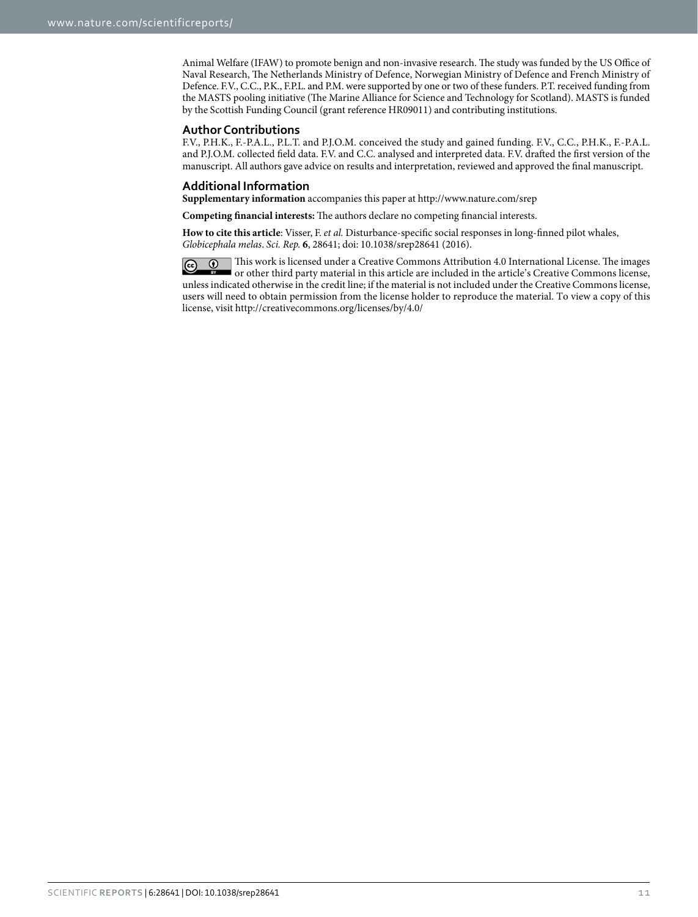Animal Welfare (IFAW) to promote benign and non-invasive research. The study was funded by the US Office of Naval Research, The Netherlands Ministry of Defence, Norwegian Ministry of Defence and French Ministry of Defence. F.V., C.C., P.K., F.P.L. and P.M. were supported by one or two of these funders. P.T. received funding from the MASTS pooling initiative (The Marine Alliance for Science and Technology for Scotland). MASTS is funded by the Scottish Funding Council (grant reference HR09011) and contributing institutions.

## Author Contributions

F.V., P.H.K., F.-P.A.L., P.L.T. and P.J.O.M. conceived the study and gained funding. F.V., C.C., P.H.K., F.-P.A.L. and P.J.O.M. collected field data. F.V. and C.C. analysed and interpreted data. F.V. drafted the first version of the manuscript. All authors gave advice on results and interpretation, reviewed and approved the final manuscript.

## Additional Information

**Supplementary information** accompanies this paper at http://www.nature.com/srep

**Competing financial interests:** The authors declare no competing financial interests.

**How to cite this article**: Visser, F. *et al.* Disturbance-specific social responses in long-finned pilot whales, *Globicephala melas*. *Sci. Rep.* **6**, 28641; doi: 10.1038/srep28641 (2016).

This work is licensed under a Creative Commons Attribution 4.0 International License. The images or other third party material in this article are included in the article's Creative Commons license, unless indicated otherwise in the credit line; if the material is not included under the Creative Commons license, users will need to obtain permission from the license holder to reproduce the material. To view a copy of this license, visit http://creativecommons.org/licenses/by/4.0/